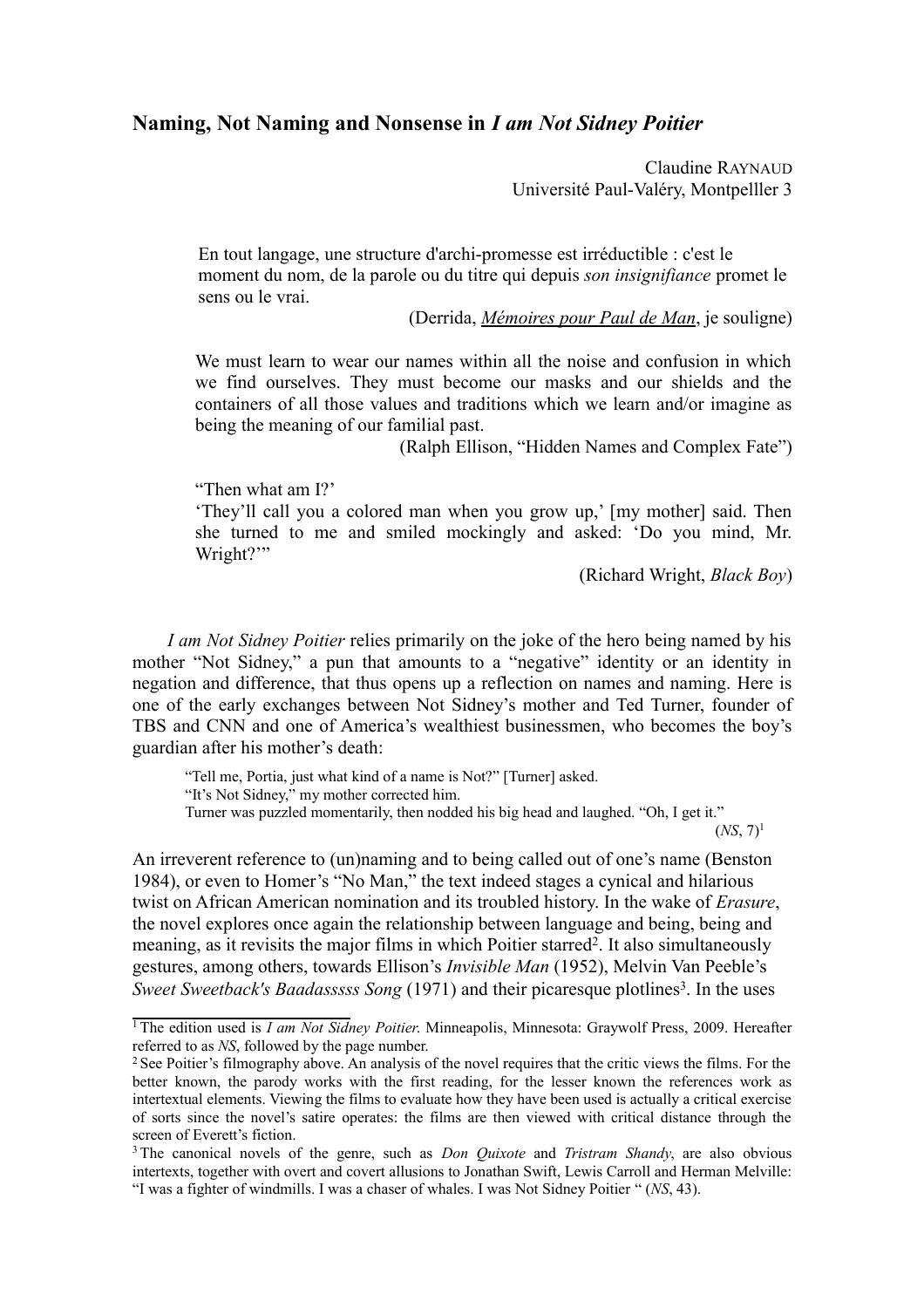## Naming, Not Naming and Nonsense in *I am Not Sidney Poitier*

Claudine Raynaud
Université Paul-Valéry, Montpelller 3

> En tout langage, une structure d'archi-promesse est irréductible : c'est le moment du nom, de la parole ou du titre qui depuis *son insignifiance* promet le sens ou le vrai.
>
> (Derrida, *Mémoires pour Paul de Man*, je souligne)

> We must learn to wear our names within all the noise and confusion in which we find ourselves. They must become our masks and our shields and the containers of all those values and traditions which we learn and/or imagine as being the meaning of our familial past.
>
> (Ralph Ellison, "Hidden Names and Complex Fate")

> "Then what am I?'
>
> 'They'll call you a colored man when you grow up,' [my mother] said. Then she turned to me and smiled mockingly and asked: 'Do you mind, Mr. Wright?'"
>
> (Richard Wright, *Black Boy*)

*I am Not Sidney Poitier* relies primarily on the joke of the hero being named by his mother "Not Sidney," a pun that amounts to a "negative" identity or an identity in negation and difference, that thus opens up a reflection on names and naming. Here is one of the early exchanges between Not Sidney's mother and Ted Turner, founder of TBS and CNN and one of America's wealthiest businessmen, who becomes the boy's guardian after his mother's death:

> "Tell me, Portia, just what kind of a name is Not?" [Turner] asked.
>
> "It's Not Sidney," my mother corrected him.
>
> Turner was puzzled momentarily, then nodded his big head and laughed. "Oh, I get it."
>
> (*NS*, 7)[1]

An irreverent reference to (un)naming and to being called out of one's name (Benston 1984), or even to Homer's "No Man," the text indeed stages a cynical and hilarious twist on African American nomination and its troubled history. In the wake of *Erasure*, the novel explores once again the relationship between language and being, being and meaning, as it revisits the major films in which Poitier starred[2]. It also simultaneously gestures, among others, towards Ellison's *Invisible Man* (1952), Melvin Van Peeble's *Sweet Sweetback's Baadasssss Song* (1971) and their picaresque plotlines[3]. In the uses

---

[1] The edition used is *I am Not Sidney Poitier*. Minneapolis, Minnesota: Graywolf Press, 2009. Hereafter referred to as *NS*, followed by the page number.

[2] See Poitier's filmography above. An analysis of the novel requires that the critic views the films. For the better known, the parody works with the first reading, for the lesser known the references work as intertextual elements. Viewing the films to evaluate how they have been used is actually a critical exercise of sorts since the novel's satire operates: the films are then viewed with critical distance through the screen of Everett's fiction.

[3] The canonical novels of the genre, such as *Don Quixote* and *Tristram Shandy*, are also obvious intertexts, together with overt and covert allusions to Jonathan Swift, Lewis Carroll and Herman Melville: "I was a fighter of windmills. I was a chaser of whales. I was Not Sidney Poitier " (*NS*, 43).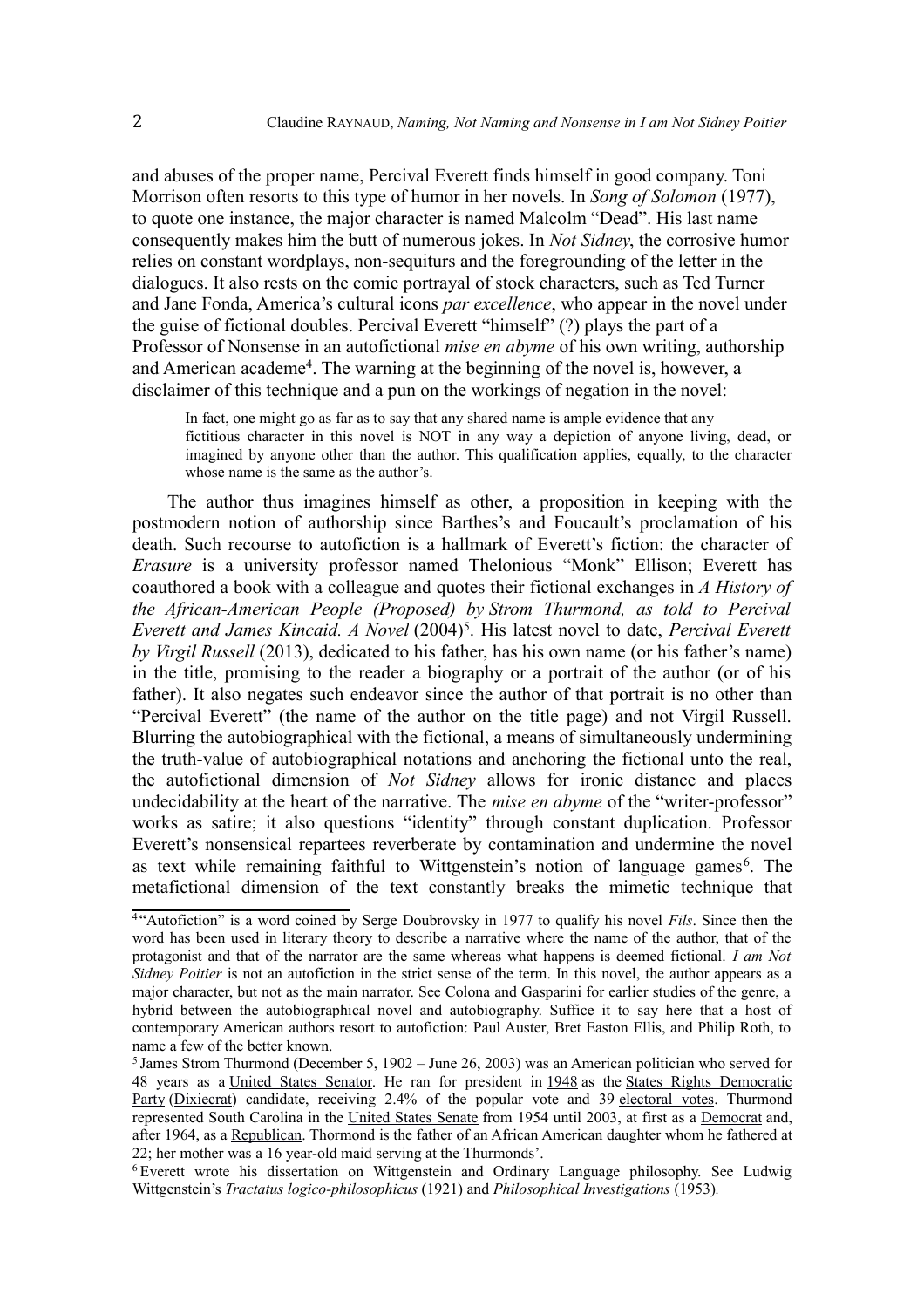and abuses of the proper name, Percival Everett finds himself in good company. Toni Morrison often resorts to this type of humor in her novels. In *Song of Solomon* (1977), to quote one instance, the major character is named Malcolm "Dead". His last name consequently makes him the butt of numerous jokes. In *Not Sidney*, the corrosive humor relies on constant wordplays, non-sequiturs and the foregrounding of the letter in the dialogues. It also rests on the comic portrayal of stock characters, such as Ted Turner and Jane Fonda, America's cultural icons *par excellence*, who appear in the novel under the guise of fictional doubles. Percival Everett "himself" (?) plays the part of a Professor of Nonsense in an autofictional *mise en abyme* of his own writing, authorship and American academe[4]. The warning at the beginning of the novel is, however, a disclaimer of this technique and a pun on the workings of negation in the novel:

> In fact, one might go as far as to say that any shared name is ample evidence that any fictitious character in this novel is NOT in any way a depiction of anyone living, dead, or imagined by anyone other than the author. This qualification applies, equally, to the character whose name is the same as the author's.

The author thus imagines himself as other, a proposition in keeping with the postmodern notion of authorship since Barthes's and Foucault's proclamation of his death. Such recourse to autofiction is a hallmark of Everett's fiction: the character of *Erasure* is a university professor named Thelonious "Monk" Ellison; Everett has coauthored a book with a colleague and quotes their fictional exchanges in *A History of the African-American People (Proposed) by Strom Thurmond, as told to Percival Everett and James Kincaid. A Novel* (2004)[5]. His latest novel to date, *Percival Everett by Virgil Russell* (2013), dedicated to his father, has his own name (or his father's name) in the title, promising to the reader a biography or a portrait of the author (or of his father). It also negates such endeavor since the author of that portrait is no other than "Percival Everett" (the name of the author on the title page) and not Virgil Russell. Blurring the autobiographical with the fictional, a means of simultaneously undermining the truth-value of autobiographical notations and anchoring the fictional unto the real, the autofictional dimension of *Not Sidney* allows for ironic distance and places undecidability at the heart of the narrative. The *mise en abyme* of the "writer-professor" works as satire; it also questions "identity" through constant duplication. Professor Everett's nonsensical repartees reverberate by contamination and undermine the novel as text while remaining faithful to Wittgenstein's notion of language games[6]. The metafictional dimension of the text constantly breaks the mimetic technique that

---

[4] "Autofiction" is a word coined by Serge Doubrovsky in 1977 to qualify his novel *Fils*. Since then the word has been used in literary theory to describe a narrative where the name of the author, that of the protagonist and that of the narrator are the same whereas what happens is deemed fictional. *I am Not Sidney Poitier* is not an autofiction in the strict sense of the term. In this novel, the author appears as a major character, but not as the main narrator. See Colona and Gasparini for earlier studies of the genre, a hybrid between the autobiographical novel and autobiography. Suffice it to say here that a host of contemporary American authors resort to autofiction: Paul Auster, Bret Easton Ellis, and Philip Roth, to name a few of the better known.

[5] James Strom Thurmond (December 5, 1902 – June 26, 2003) was an American politician who served for 48 years as a United States Senator. He ran for president in 1948 as the States Rights Democratic Party (Dixiecrat) candidate, receiving 2.4% of the popular vote and 39 electoral votes. Thurmond represented South Carolina in the United States Senate from 1954 until 2003, at first as a Democrat and, after 1964, as a Republican. Thormond is the father of an African American daughter whom he fathered at 22; her mother was a 16 year-old maid serving at the Thurmonds'.

[6] Everett wrote his dissertation on Wittgenstein and Ordinary Language philosophy. See Ludwig Wittgenstein's *Tractatus logico-philosophicus* (1921) and *Philosophical Investigations* (1953).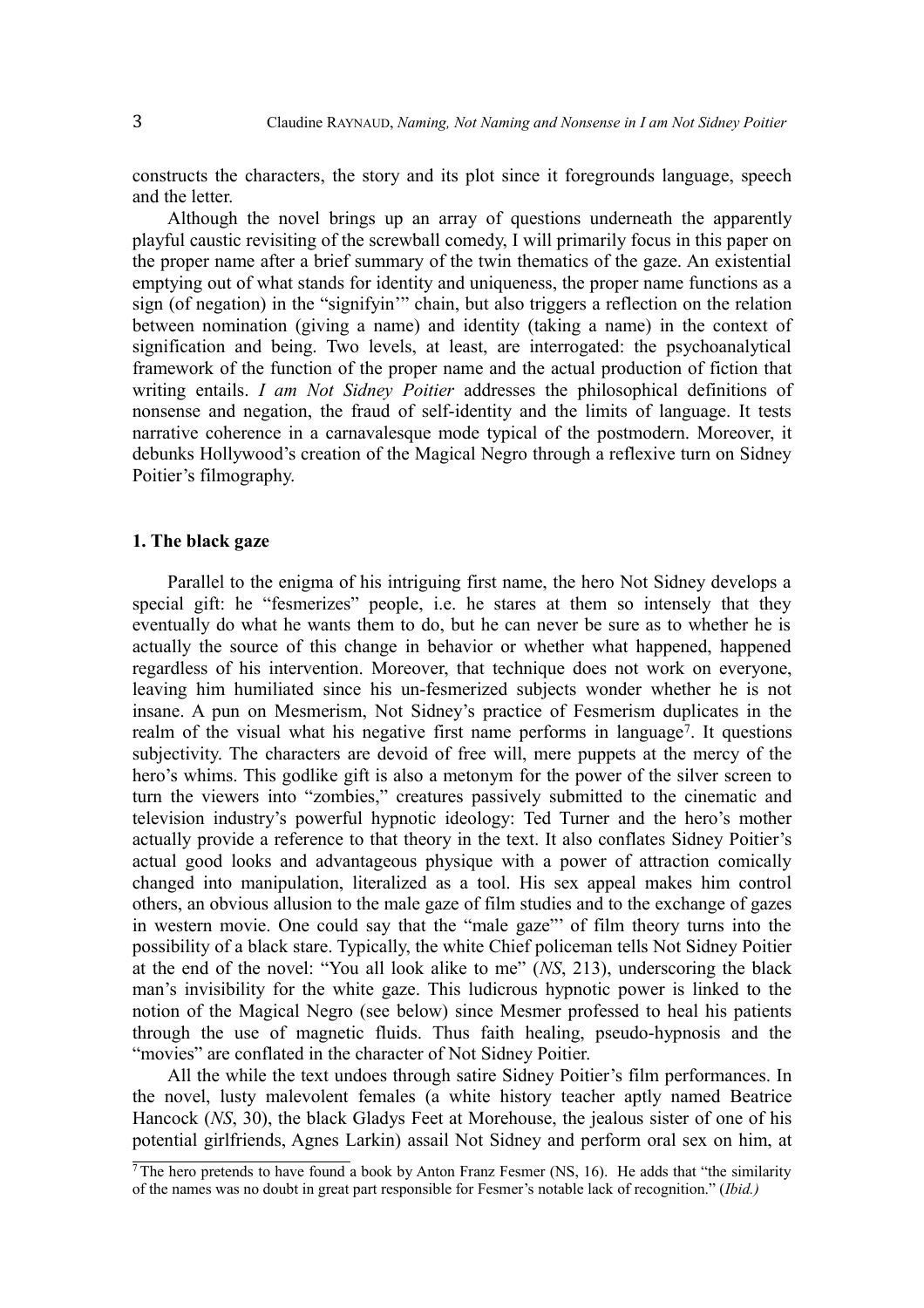constructs the characters, the story and its plot since it foregrounds language, speech and the letter.

Although the novel brings up an array of questions underneath the apparently playful caustic revisiting of the screwball comedy, I will primarily focus in this paper on the proper name after a brief summary of the twin thematics of the gaze. An existential emptying out of what stands for identity and uniqueness, the proper name functions as a sign (of negation) in the "signifyin'" chain, but also triggers a reflection on the relation between nomination (giving a name) and identity (taking a name) in the context of signification and being. Two levels, at least, are interrogated: the psychoanalytical framework of the function of the proper name and the actual production of fiction that writing entails. *I am Not Sidney Poitier* addresses the philosophical definitions of nonsense and negation, the fraud of self-identity and the limits of language. It tests narrative coherence in a carnavalesque mode typical of the postmodern. Moreover, it debunks Hollywood's creation of the Magical Negro through a reflexive turn on Sidney Poitier's filmography.

## 1. The black gaze

Parallel to the enigma of his intriguing first name, the hero Not Sidney develops a special gift: he "fesmerizes" people, i.e. he stares at them so intensely that they eventually do what he wants them to do, but he can never be sure as to whether he is actually the source of this change in behavior or whether what happened, happened regardless of his intervention. Moreover, that technique does not work on everyone, leaving him humiliated since his un-fesmerized subjects wonder whether he is not insane. A pun on Mesmerism, Not Sidney's practice of Fesmerism duplicates in the realm of the visual what his negative first name performs in language[7]. It questions subjectivity. The characters are devoid of free will, mere puppets at the mercy of the hero's whims. This godlike gift is also a metonym for the power of the silver screen to turn the viewers into "zombies," creatures passively submitted to the cinematic and television industry's powerful hypnotic ideology: Ted Turner and the hero's mother actually provide a reference to that theory in the text. It also conflates Sidney Poitier's actual good looks and advantageous physique with a power of attraction comically changed into manipulation, literalized as a tool. His sex appeal makes him control others, an obvious allusion to the male gaze of film studies and to the exchange of gazes in western movie. One could say that the "male gaze"' of film theory turns into the possibility of a black stare. Typically, the white Chief policeman tells Not Sidney Poitier at the end of the novel: "You all look alike to me" (*NS*, 213), underscoring the black man's invisibility for the white gaze. This ludicrous hypnotic power is linked to the notion of the Magical Negro (see below) since Mesmer professed to heal his patients through the use of magnetic fluids. Thus faith healing, pseudo-hypnosis and the "movies" are conflated in the character of Not Sidney Poitier.

All the while the text undoes through satire Sidney Poitier's film performances. In the novel, lusty malevolent females (a white history teacher aptly named Beatrice Hancock (*NS*, 30), the black Gladys Feet at Morehouse, the jealous sister of one of his potential girlfriends, Agnes Larkin) assail Not Sidney and perform oral sex on him, at

[7] The hero pretends to have found a book by Anton Franz Fesmer (NS, 16). He adds that "the similarity of the names was no doubt in great part responsible for Fesmer's notable lack of recognition." (*Ibid.)*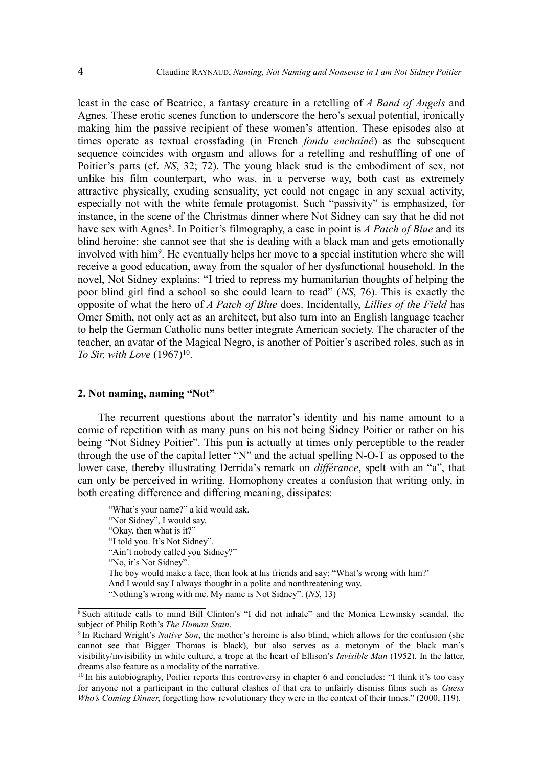least in the case of Beatrice, a fantasy creature in a retelling of *A Band of Angels* and Agnes. These erotic scenes function to underscore the hero's sexual potential, ironically making him the passive recipient of these women's attention. These episodes also at times operate as textual crossfading (in French *fondu enchaîné*) as the subsequent sequence coincides with orgasm and allows for a retelling and reshuffling of one of Poitier's parts (cf. *NS*, 32; 72). The young black stud is the embodiment of sex, not unlike his film counterpart, who was, in a perverse way, both cast as extremely attractive physically, exuding sensuality, yet could not engage in any sexual activity, especially not with the white female protagonist. Such "passivity" is emphasized, for instance, in the scene of the Christmas dinner where Not Sidney can say that he did not have sex with Agnes[8]. In Poitier's filmography, a case in point is *A Patch of Blue* and its blind heroine: she cannot see that she is dealing with a black man and gets emotionally involved with him[9]. He eventually helps her move to a special institution where she will receive a good education, away from the squalor of her dysfunctional household. In the novel, Not Sidney explains: "I tried to repress my humanitarian thoughts of helping the poor blind girl find a school so she could learn to read" (*NS*, 76). This is exactly the opposite of what the hero of *A Patch of Blue* does. Incidentally, *Lillies of the Field* has Omer Smith, not only act as an architect, but also turn into an English language teacher to help the German Catholic nuns better integrate American society. The character of the teacher, an avatar of the Magical Negro, is another of Poitier's ascribed roles, such as in *To Sir, with Love* (1967)[10].

## 2. Not naming, naming "Not"

The recurrent questions about the narrator's identity and his name amount to a comic of repetition with as many puns on his not being Sidney Poitier or rather on his being "Not Sidney Poitier". This pun is actually at times only perceptible to the reader through the use of the capital letter "N" and the actual spelling N-O-T as opposed to the lower case, thereby illustrating Derrida's remark on *différance*, spelt with an "a", that can only be perceived in writing. Homophony creates a confusion that writing only, in both creating difference and differing meaning, dissipates:

> "What's your name?" a kid would ask.
> "Not Sidney", I would say.
> "Okay, then what is it?"
> "I told you. It's Not Sidney".
> "Ain't nobody called you Sidney?"
> "No, it's Not Sidney".
> The boy would make a face, then look at his friends and say: "What's wrong with him?'
> And I would say I always thought in a polite and nonthreatening way.
> "Nothing's wrong with me. My name is Not Sidney". (*NS*, 13)

[8] Such attitude calls to mind Bill Clinton's "I did not inhale" and the Monica Lewinsky scandal, the subject of Philip Roth's *The Human Stain*.

[9] In Richard Wright's *Native Son*, the mother's heroine is also blind, which allows for the confusion (she cannot see that Bigger Thomas is black), but also serves as a metonym of the black man's visibility/invisibility in white culture, a trope at the heart of Ellison's *Invisible Man* (1952). In the latter, dreams also feature as a modality of the narrative.

[10] In his autobiography, Poitier reports this controversy in chapter 6 and concludes: "I think it's too easy for anyone not a participant in the cultural clashes of that era to unfairly dismiss films such as *Guess Who's Coming Dinner*, forgetting how revolutionary they were in the context of their times." (2000, 119).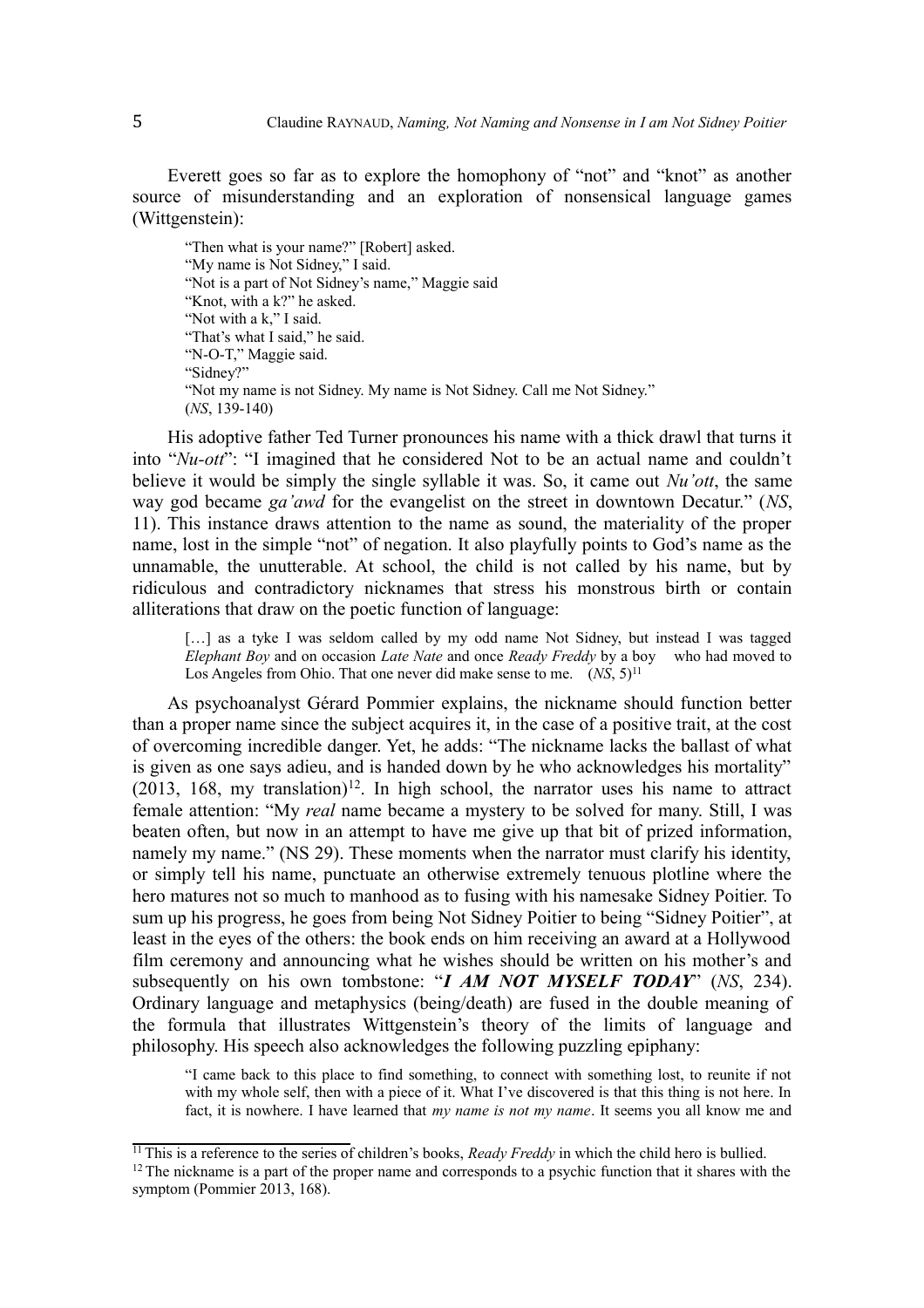Everett goes so far as to explore the homophony of "not" and "knot" as another source of misunderstanding and an exploration of nonsensical language games (Wittgenstein):

> "Then what is your name?" [Robert] asked.
> "My name is Not Sidney," I said.
> "Not is a part of Not Sidney's name," Maggie said
> "Knot, with a k?" he asked.
> "Not with a k," I said.
> "That's what I said," he said.
> "N-O-T," Maggie said.
> "Sidney?"
> "Not my name is not Sidney. My name is Not Sidney. Call me Not Sidney."
> (*NS*, 139-140)

His adoptive father Ted Turner pronounces his name with a thick drawl that turns it into "*Nu-ott*": "I imagined that he considered Not to be an actual name and couldn't believe it would be simply the single syllable it was. So, it came out *Nu'ott*, the same way god became *ga'awd* for the evangelist on the street in downtown Decatur." (*NS*, 11). This instance draws attention to the name as sound, the materiality of the proper name, lost in the simple "not" of negation. It also playfully points to God's name as the unnamable, the unutterable. At school, the child is not called by his name, but by ridiculous and contradictory nicknames that stress his monstrous birth or contain alliterations that draw on the poetic function of language:

> […] as a tyke I was seldom called by my odd name Not Sidney, but instead I was tagged *Elephant Boy* and on occasion *Late Nate* and once *Ready Freddy* by a boy who had moved to Los Angeles from Ohio. That one never did make sense to me. (*NS*, 5)[11]

As psychoanalyst Gérard Pommier explains, the nickname should function better than a proper name since the subject acquires it, in the case of a positive trait, at the cost of overcoming incredible danger. Yet, he adds: "The nickname lacks the ballast of what is given as one says adieu, and is handed down by he who acknowledges his mortality" (2013, 168, my translation)[12]. In high school, the narrator uses his name to attract female attention: "My *real* name became a mystery to be solved for many. Still, I was beaten often, but now in an attempt to have me give up that bit of prized information, namely my name." (NS 29). These moments when the narrator must clarify his identity, or simply tell his name, punctuate an otherwise extremely tenuous plotline where the hero matures not so much to manhood as to fusing with his namesake Sidney Poitier. To sum up his progress, he goes from being Not Sidney Poitier to being "Sidney Poitier", at least in the eyes of the others: the book ends on him receiving an award at a Hollywood film ceremony and announcing what he wishes should be written on his mother's and subsequently on his own tombstone: "***I AM NOT MYSELF TODAY***" (*NS*, 234). Ordinary language and metaphysics (being/death) are fused in the double meaning of the formula that illustrates Wittgenstein's theory of the limits of language and philosophy. His speech also acknowledges the following puzzling epiphany:

> "I came back to this place to find something, to connect with something lost, to reunite if not with my whole self, then with a piece of it. What I've discovered is that this thing is not here. In fact, it is nowhere. I have learned that *my name is not my name*. It seems you all know me and

---

[11] This is a reference to the series of children's books, *Ready Freddy* in which the child hero is bullied.

[12] The nickname is a part of the proper name and corresponds to a psychic function that it shares with the symptom (Pommier 2013, 168).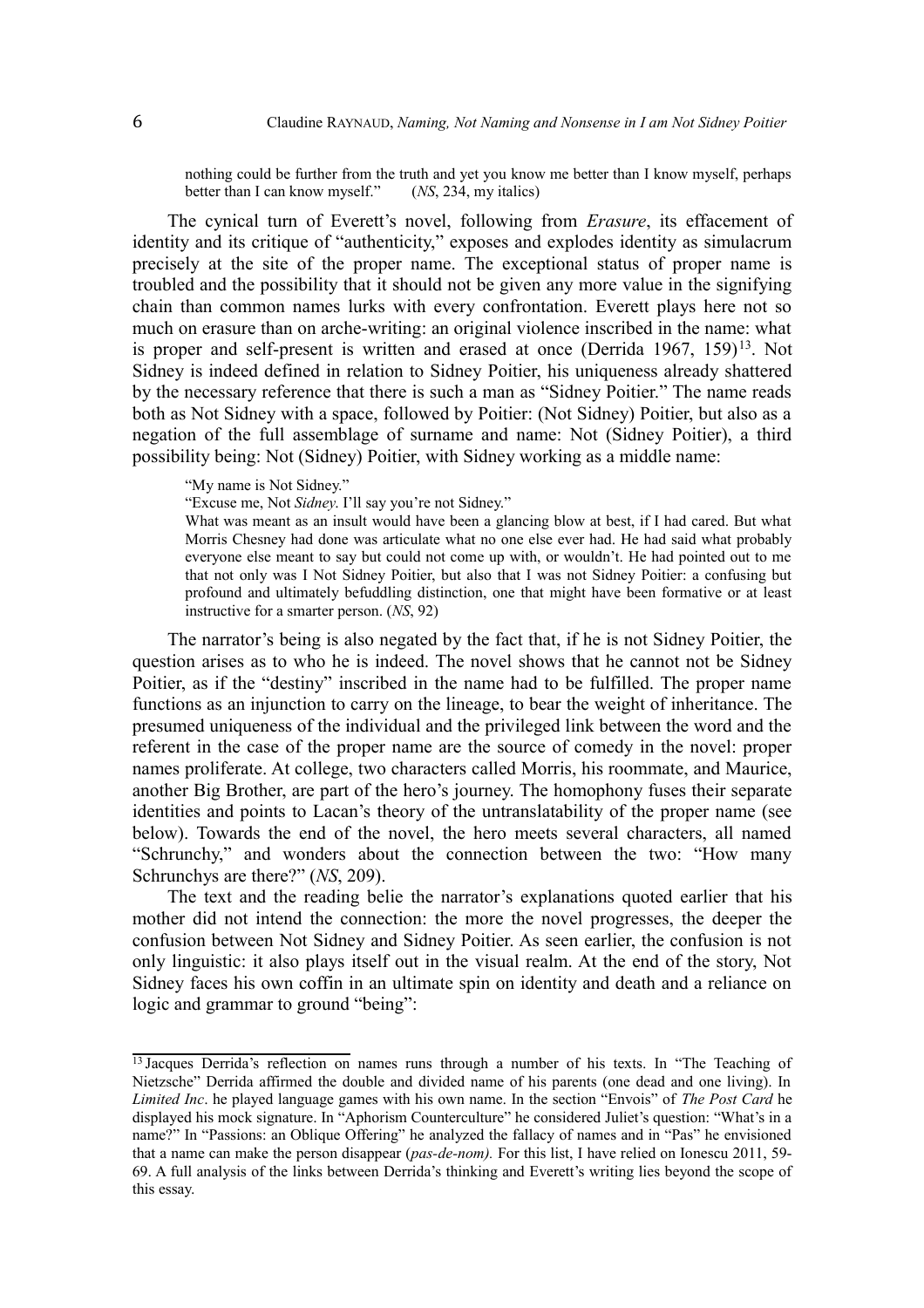> nothing could be further from the truth and yet you know me better than I know myself, perhaps better than I can know myself." (*NS*, 234, my italics)

The cynical turn of Everett's novel, following from *Erasure*, its effacement of identity and its critique of "authenticity," exposes and explodes identity as simulacrum precisely at the site of the proper name. The exceptional status of proper name is troubled and the possibility that it should not be given any more value in the signifying chain than common names lurks with every confrontation. Everett plays here not so much on erasure than on arche-writing: an original violence inscribed in the name: what is proper and self-present is written and erased at once (Derrida 1967, 159)[13]. Not Sidney is indeed defined in relation to Sidney Poitier, his uniqueness already shattered by the necessary reference that there is such a man as "Sidney Poitier." The name reads both as Not Sidney with a space, followed by Poitier: (Not Sidney) Poitier, but also as a negation of the full assemblage of surname and name: Not (Sidney Poitier), a third possibility being: Not (Sidney) Poitier, with Sidney working as a middle name:

> "My name is Not Sidney."
>
> "Excuse me, Not *Sidney*. I'll say you're not Sidney."
>
> What was meant as an insult would have been a glancing blow at best, if I had cared. But what Morris Chesney had done was articulate what no one else ever had. He had said what probably everyone else meant to say but could not come up with, or wouldn't. He had pointed out to me that not only was I Not Sidney Poitier, but also that I was not Sidney Poitier: a confusing but profound and ultimately befuddling distinction, one that might have been formative or at least instructive for a smarter person. (*NS*, 92)

The narrator's being is also negated by the fact that, if he is not Sidney Poitier, the question arises as to who he is indeed. The novel shows that he cannot not be Sidney Poitier, as if the "destiny" inscribed in the name had to be fulfilled. The proper name functions as an injunction to carry on the lineage, to bear the weight of inheritance. The presumed uniqueness of the individual and the privileged link between the word and the referent in the case of the proper name are the source of comedy in the novel: proper names proliferate. At college, two characters called Morris, his roommate, and Maurice, another Big Brother, are part of the hero's journey. The homophony fuses their separate identities and points to Lacan's theory of the untranslatability of the proper name (see below). Towards the end of the novel, the hero meets several characters, all named "Schrunchy," and wonders about the connection between the two: "How many Schrunchys are there?" (*NS*, 209).

The text and the reading belie the narrator's explanations quoted earlier that his mother did not intend the connection: the more the novel progresses, the deeper the confusion between Not Sidney and Sidney Poitier. As seen earlier, the confusion is not only linguistic: it also plays itself out in the visual realm. At the end of the story, Not Sidney faces his own coffin in an ultimate spin on identity and death and a reliance on logic and grammar to ground "being":

---

[13] Jacques Derrida's reflection on names runs through a number of his texts. In "The Teaching of Nietzsche" Derrida affirmed the double and divided name of his parents (one dead and one living). In *Limited Inc*. he played language games with his own name. In the section "Envois" of *The Post Card* he displayed his mock signature. In "Aphorism Counterculture" he considered Juliet's question: "What's in a name?" In "Passions: an Oblique Offering" he analyzed the fallacy of names and in "Pas" he envisioned that a name can make the person disappear (*pas-de-nom).* For this list, I have relied on Ionescu 2011, 59-69. A full analysis of the links between Derrida's thinking and Everett's writing lies beyond the scope of this essay.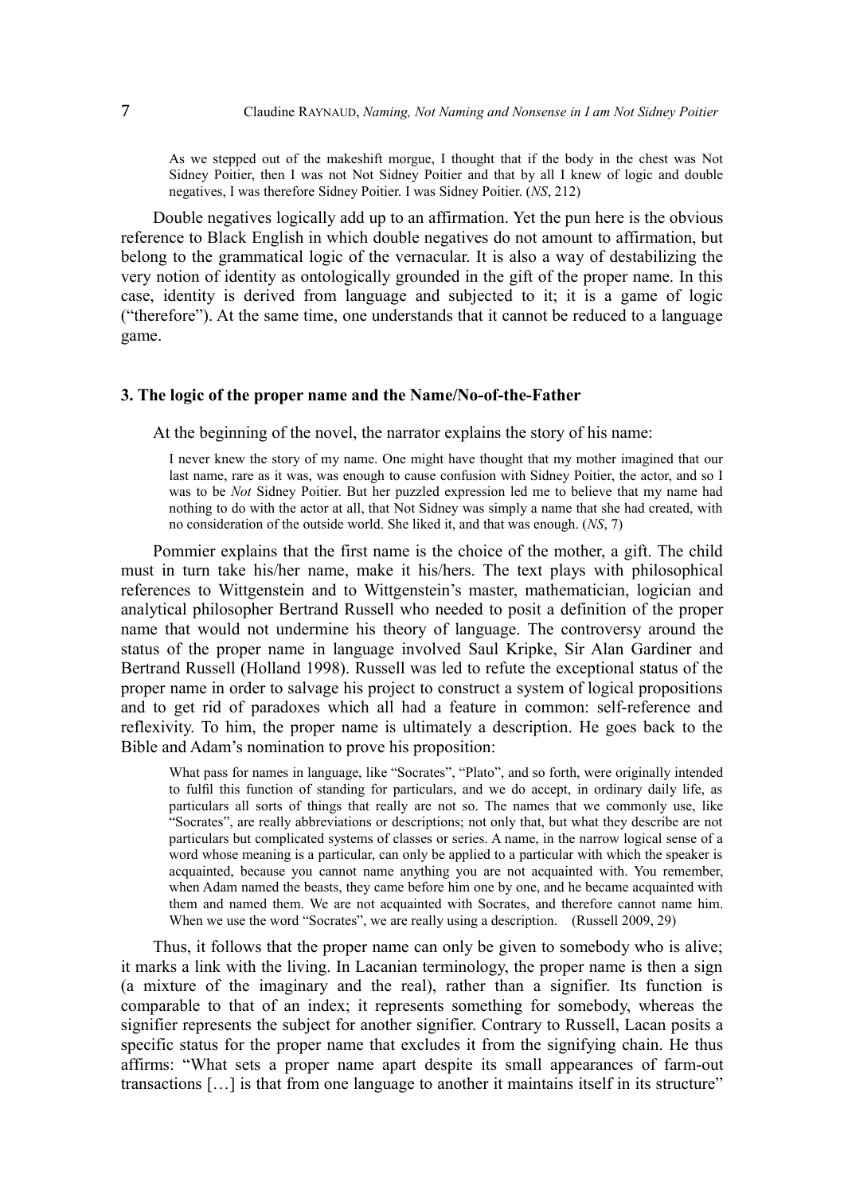> As we stepped out of the makeshift morgue, I thought that if the body in the chest was Not Sidney Poitier, then I was not Not Sidney Poitier and that by all I knew of logic and double negatives, I was therefore Sidney Poitier. I was Sidney Poitier. (*NS*, 212)

Double negatives logically add up to an affirmation. Yet the pun here is the obvious reference to Black English in which double negatives do not amount to affirmation, but belong to the grammatical logic of the vernacular. It is also a way of destabilizing the very notion of identity as ontologically grounded in the gift of the proper name. In this case, identity is derived from language and subjected to it; it is a game of logic ("therefore"). At the same time, one understands that it cannot be reduced to a language game.

### 3. The logic of the proper name and the Name/No-of-the-Father

At the beginning of the novel, the narrator explains the story of his name:

> I never knew the story of my name. One might have thought that my mother imagined that our last name, rare as it was, was enough to cause confusion with Sidney Poitier, the actor, and so I was to be *Not* Sidney Poitier. But her puzzled expression led me to believe that my name had nothing to do with the actor at all, that Not Sidney was simply a name that she had created, with no consideration of the outside world. She liked it, and that was enough. (*NS*, 7)

Pommier explains that the first name is the choice of the mother, a gift. The child must in turn take his/her name, make it his/hers. The text plays with philosophical references to Wittgenstein and to Wittgenstein's master, mathematician, logician and analytical philosopher Bertrand Russell who needed to posit a definition of the proper name that would not undermine his theory of language. The controversy around the status of the proper name in language involved Saul Kripke, Sir Alan Gardiner and Bertrand Russell (Holland 1998). Russell was led to refute the exceptional status of the proper name in order to salvage his project to construct a system of logical propositions and to get rid of paradoxes which all had a feature in common: self-reference and reflexivity. To him, the proper name is ultimately a description. He goes back to the Bible and Adam's nomination to prove his proposition:

> What pass for names in language, like "Socrates", "Plato", and so forth, were originally intended to fulfil this function of standing for particulars, and we do accept, in ordinary daily life, as particulars all sorts of things that really are not so. The names that we commonly use, like "Socrates", are really abbreviations or descriptions; not only that, but what they describe are not particulars but complicated systems of classes or series. A name, in the narrow logical sense of a word whose meaning is a particular, can only be applied to a particular with which the speaker is acquainted, because you cannot name anything you are not acquainted with. You remember, when Adam named the beasts, they came before him one by one, and he became acquainted with them and named them. We are not acquainted with Socrates, and therefore cannot name him. When we use the word "Socrates", we are really using a description. (Russell 2009, 29)

Thus, it follows that the proper name can only be given to somebody who is alive; it marks a link with the living. In Lacanian terminology, the proper name is then a sign (a mixture of the imaginary and the real), rather than a signifier. Its function is comparable to that of an index; it represents something for somebody, whereas the signifier represents the subject for another signifier. Contrary to Russell, Lacan posits a specific status for the proper name that excludes it from the signifying chain. He thus affirms: "What sets a proper name apart despite its small appearances of farm-out transactions […] is that from one language to another it maintains itself in its structure"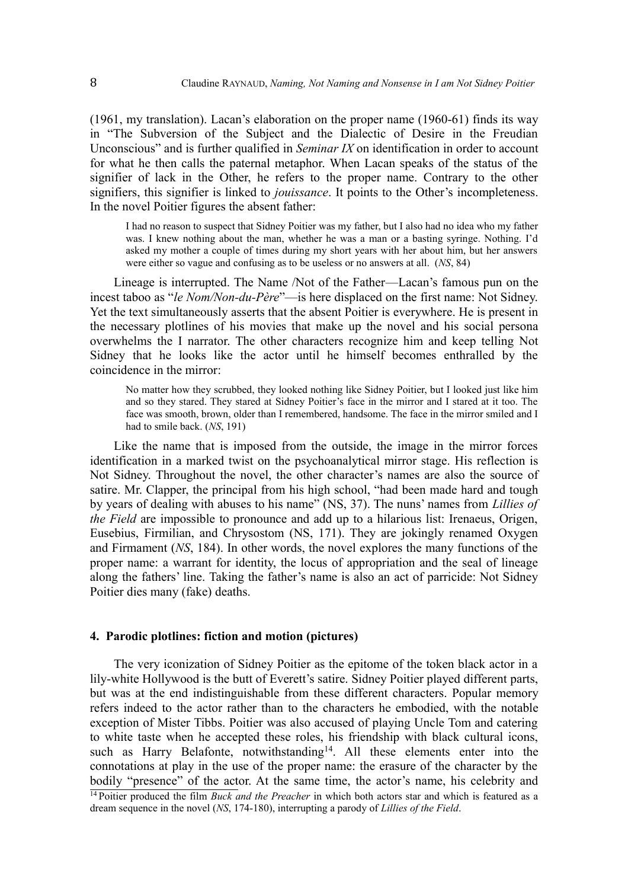(1961, my translation). Lacan's elaboration on the proper name (1960-61) finds its way in "The Subversion of the Subject and the Dialectic of Desire in the Freudian Unconscious" and is further qualified in *Seminar IX* on identification in order to account for what he then calls the paternal metaphor. When Lacan speaks of the status of the signifier of lack in the Other, he refers to the proper name. Contrary to the other signifiers, this signifier is linked to *jouissance*. It points to the Other's incompleteness. In the novel Poitier figures the absent father:

> I had no reason to suspect that Sidney Poitier was my father, but I also had no idea who my father was. I knew nothing about the man, whether he was a man or a basting syringe. Nothing. I'd asked my mother a couple of times during my short years with her about him, but her answers were either so vague and confusing as to be useless or no answers at all. (*NS*, 84)

Lineage is interrupted. The Name /Not of the Father—Lacan's famous pun on the incest taboo as "*le Nom/Non-du-Père*"—is here displaced on the first name: Not Sidney. Yet the text simultaneously asserts that the absent Poitier is everywhere. He is present in the necessary plotlines of his movies that make up the novel and his social persona overwhelms the I narrator. The other characters recognize him and keep telling Not Sidney that he looks like the actor until he himself becomes enthralled by the coincidence in the mirror:

> No matter how they scrubbed, they looked nothing like Sidney Poitier, but I looked just like him and so they stared. They stared at Sidney Poitier's face in the mirror and I stared at it too. The face was smooth, brown, older than I remembered, handsome. The face in the mirror smiled and I had to smile back. (*NS*, 191)

Like the name that is imposed from the outside, the image in the mirror forces identification in a marked twist on the psychoanalytical mirror stage. His reflection is Not Sidney. Throughout the novel, the other character's names are also the source of satire. Mr. Clapper, the principal from his high school, "had been made hard and tough by years of dealing with abuses to his name" (NS, 37). The nuns' names from *Lillies of the Field* are impossible to pronounce and add up to a hilarious list: Irenaeus, Origen, Eusebius, Firmilian, and Chrysostom (NS, 171). They are jokingly renamed Oxygen and Firmament (*NS*, 184). In other words, the novel explores the many functions of the proper name: a warrant for identity, the locus of appropriation and the seal of lineage along the fathers' line. Taking the father's name is also an act of parricide: Not Sidney Poitier dies many (fake) deaths.

## 4. Parodic plotlines: fiction and motion (pictures)

The very iconization of Sidney Poitier as the epitome of the token black actor in a lily-white Hollywood is the butt of Everett's satire. Sidney Poitier played different parts, but was at the end indistinguishable from these different characters. Popular memory refers indeed to the actor rather than to the characters he embodied, with the notable exception of Mister Tibbs. Poitier was also accused of playing Uncle Tom and catering to white taste when he accepted these roles, his friendship with black cultural icons, such as Harry Belafonte, notwithstanding[14]. All these elements enter into the connotations at play in the use of the proper name: the erasure of the character by the bodily "presence" of the actor. At the same time, the actor's name, his celebrity and

[14] Poitier produced the film *Buck and the Preacher* in which both actors star and which is featured as a dream sequence in the novel (*NS*, 174-180), interrupting a parody of *Lillies of the Field*.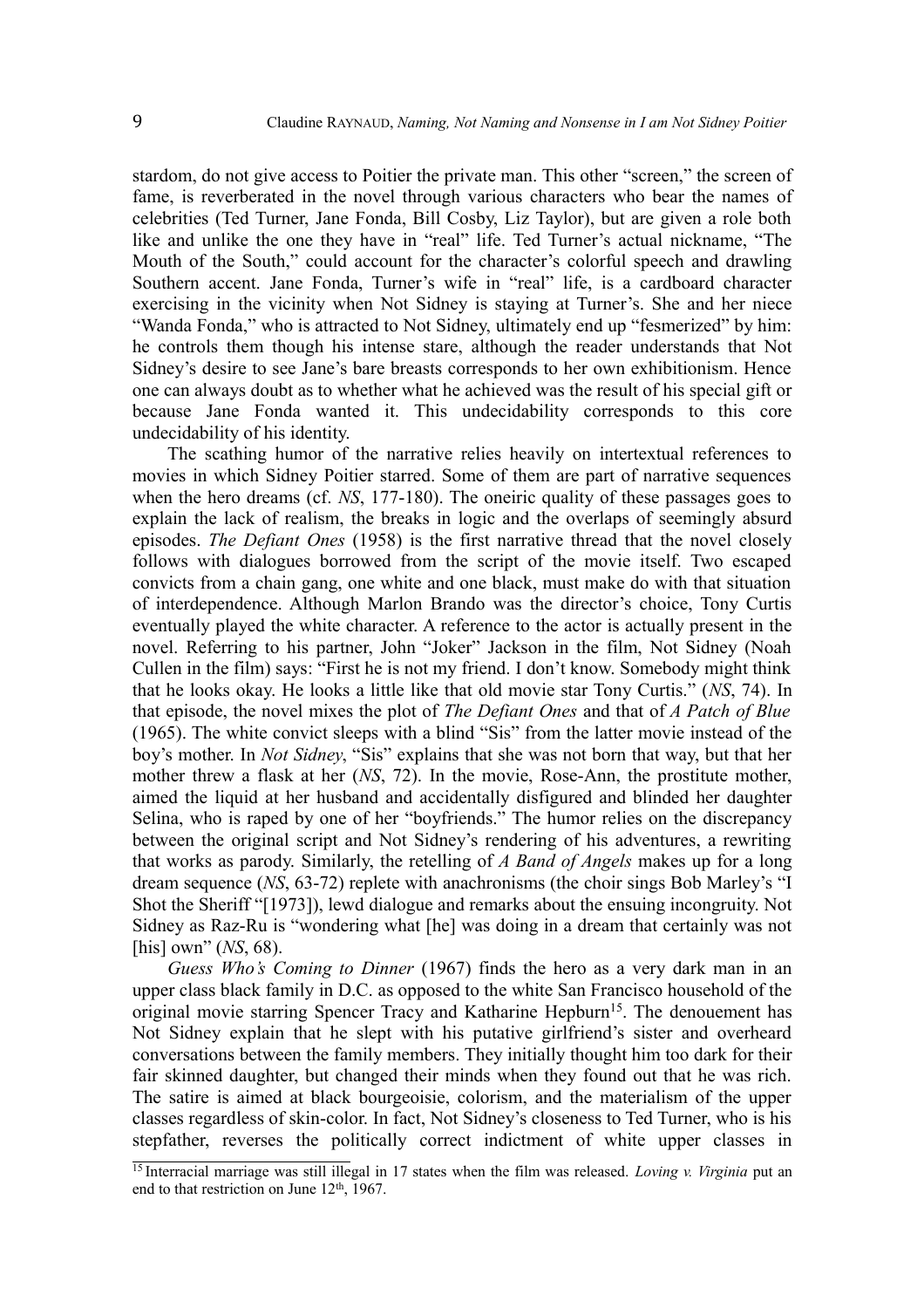stardom, do not give access to Poitier the private man. This other "screen," the screen of fame, is reverberated in the novel through various characters who bear the names of celebrities (Ted Turner, Jane Fonda, Bill Cosby, Liz Taylor), but are given a role both like and unlike the one they have in "real" life. Ted Turner's actual nickname, "The Mouth of the South," could account for the character's colorful speech and drawling Southern accent. Jane Fonda, Turner's wife in "real" life, is a cardboard character exercising in the vicinity when Not Sidney is staying at Turner's. She and her niece "Wanda Fonda," who is attracted to Not Sidney, ultimately end up "fesmerized" by him: he controls them though his intense stare, although the reader understands that Not Sidney's desire to see Jane's bare breasts corresponds to her own exhibitionism. Hence one can always doubt as to whether what he achieved was the result of his special gift or because Jane Fonda wanted it. This undecidability corresponds to this core undecidability of his identity.

The scathing humor of the narrative relies heavily on intertextual references to movies in which Sidney Poitier starred. Some of them are part of narrative sequences when the hero dreams (cf. *NS*, 177-180). The oneiric quality of these passages goes to explain the lack of realism, the breaks in logic and the overlaps of seemingly absurd episodes. *The Defiant Ones* (1958) is the first narrative thread that the novel closely follows with dialogues borrowed from the script of the movie itself. Two escaped convicts from a chain gang, one white and one black, must make do with that situation of interdependence. Although Marlon Brando was the director's choice, Tony Curtis eventually played the white character. A reference to the actor is actually present in the novel. Referring to his partner, John "Joker" Jackson in the film, Not Sidney (Noah Cullen in the film) says: "First he is not my friend. I don't know. Somebody might think that he looks okay. He looks a little like that old movie star Tony Curtis." (*NS*, 74). In that episode, the novel mixes the plot of *The Defiant Ones* and that of *A Patch of Blue* (1965). The white convict sleeps with a blind "Sis" from the latter movie instead of the boy's mother. In *Not Sidney*, "Sis" explains that she was not born that way, but that her mother threw a flask at her (*NS*, 72). In the movie, Rose-Ann, the prostitute mother, aimed the liquid at her husband and accidentally disfigured and blinded her daughter Selina, who is raped by one of her "boyfriends." The humor relies on the discrepancy between the original script and Not Sidney's rendering of his adventures, a rewriting that works as parody. Similarly, the retelling of *A Band of Angels* makes up for a long dream sequence (*NS*, 63-72) replete with anachronisms (the choir sings Bob Marley's "I Shot the Sheriff "[1973]), lewd dialogue and remarks about the ensuing incongruity. Not Sidney as Raz-Ru is "wondering what [he] was doing in a dream that certainly was not [his] own" (*NS*, 68).

*Guess Who's Coming to Dinner* (1967) finds the hero as a very dark man in an upper class black family in D.C. as opposed to the white San Francisco household of the original movie starring Spencer Tracy and Katharine Hepburn[15]. The denouement has Not Sidney explain that he slept with his putative girlfriend's sister and overheard conversations between the family members. They initially thought him too dark for their fair skinned daughter, but changed their minds when they found out that he was rich. The satire is aimed at black bourgeoisie, colorism, and the materialism of the upper classes regardless of skin-color. In fact, Not Sidney's closeness to Ted Turner, who is his stepfather, reverses the politically correct indictment of white upper classes in

[15] Interracial marriage was still illegal in 17 states when the film was released. *Loving v. Virginia* put an end to that restriction on June 12th, 1967.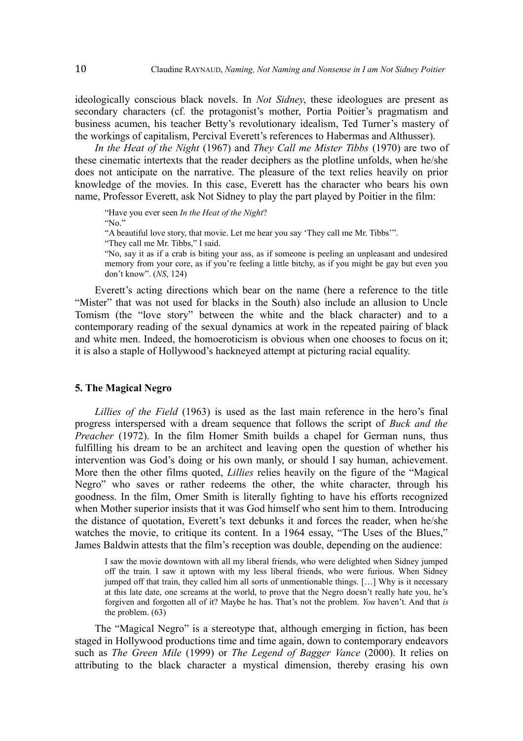ideologically conscious black novels. In *Not Sidney*, these ideologues are present as secondary characters (cf. the protagonist's mother, Portia Poitier's pragmatism and business acumen, his teacher Betty's revolutionary idealism, Ted Turner's mastery of the workings of capitalism, Percival Everett's references to Habermas and Althusser).

*In the Heat of the Night* (1967) and *They Call me Mister Tibbs* (1970) are two of these cinematic intertexts that the reader deciphers as the plotline unfolds, when he/she does not anticipate on the narrative. The pleasure of the text relies heavily on prior knowledge of the movies. In this case, Everett has the character who bears his own name, Professor Everett, ask Not Sidney to play the part played by Poitier in the film:

> "Have you ever seen *In the Heat of the Night*?
> "No."
> "A beautiful love story, that movie. Let me hear you say 'They call me Mr. Tibbs'".
> "They call me Mr. Tibbs," I said.
> "No, say it as if a crab is biting your ass, as if someone is peeling an unpleasant and undesired memory from your core, as if you're feeling a little bitchy, as if you might be gay but even you don't know". (*NS*, 124)

Everett's acting directions which bear on the name (here a reference to the title "Mister" that was not used for blacks in the South) also include an allusion to Uncle Tomism (the "love story" between the white and the black character) and to a contemporary reading of the sexual dynamics at work in the repeated pairing of black and white men. Indeed, the homoeroticism is obvious when one chooses to focus on it; it is also a staple of Hollywood's hackneyed attempt at picturing racial equality.

## 5. The Magical Negro

*Lillies of the Field* (1963) is used as the last main reference in the hero's final progress interspersed with a dream sequence that follows the script of *Buck and the Preacher* (1972). In the film Homer Smith builds a chapel for German nuns, thus fulfilling his dream to be an architect and leaving open the question of whether his intervention was God's doing or his own manly, or should I say human, achievement. More then the other films quoted, *Lillies* relies heavily on the figure of the "Magical Negro" who saves or rather redeems the other, the white character, through his goodness. In the film, Omer Smith is literally fighting to have his efforts recognized when Mother superior insists that it was God himself who sent him to them. Introducing the distance of quotation, Everett's text debunks it and forces the reader, when he/she watches the movie, to critique its content. In a 1964 essay, "The Uses of the Blues," James Baldwin attests that the film's reception was double, depending on the audience:

> I saw the movie downtown with all my liberal friends, who were delighted when Sidney jumped off the train. I saw it uptown with my less liberal friends, who were furious. When Sidney jumped off that train, they called him all sorts of unmentionable things. […] Why is it necessary at this late date, one screams at the world, to prove that the Negro doesn't really hate you, he's forgiven and forgotten all of it? Maybe he has. That's not the problem. *You* haven't. And that *is* the problem. (63)

The "Magical Negro" is a stereotype that, although emerging in fiction, has been staged in Hollywood productions time and time again, down to contemporary endeavors such as *The Green Mile* (1999) or *The Legend of Bagger Vance* (2000). It relies on attributing to the black character a mystical dimension, thereby erasing his own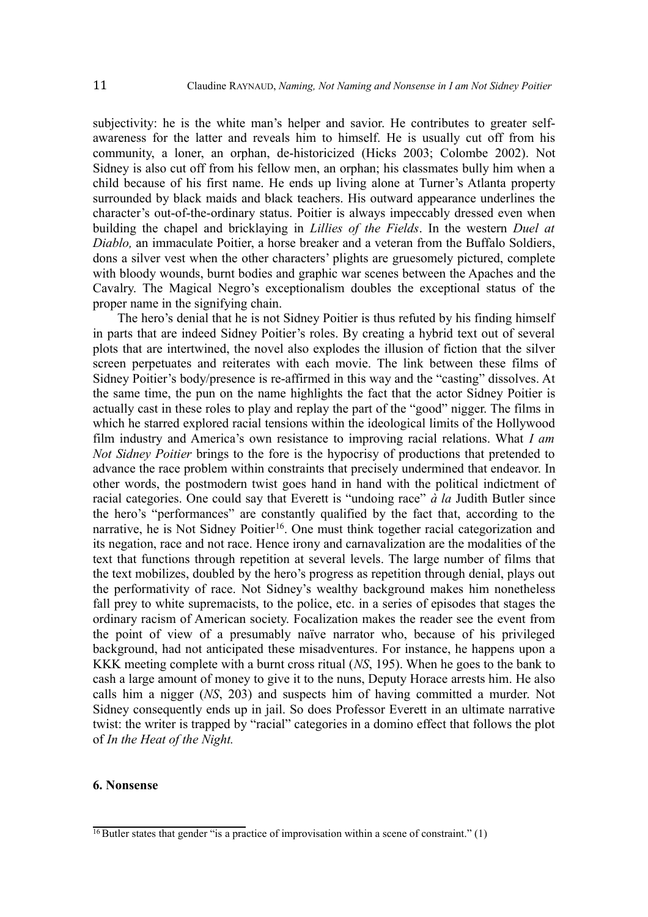subjectivity: he is the white man's helper and savior. He contributes to greater self-awareness for the latter and reveals him to himself. He is usually cut off from his community, a loner, an orphan, de-historicized (Hicks 2003; Colombe 2002). Not Sidney is also cut off from his fellow men, an orphan; his classmates bully him when a child because of his first name. He ends up living alone at Turner's Atlanta property surrounded by black maids and black teachers. His outward appearance underlines the character's out-of-the-ordinary status. Poitier is always impeccably dressed even when building the chapel and bricklaying in *Lillies of the Fields*. In the western *Duel at Diablo,* an immaculate Poitier, a horse breaker and a veteran from the Buffalo Soldiers, dons a silver vest when the other characters' plights are gruesomely pictured, complete with bloody wounds, burnt bodies and graphic war scenes between the Apaches and the Cavalry. The Magical Negro's exceptionalism doubles the exceptional status of the proper name in the signifying chain.

The hero's denial that he is not Sidney Poitier is thus refuted by his finding himself in parts that are indeed Sidney Poitier's roles. By creating a hybrid text out of several plots that are intertwined, the novel also explodes the illusion of fiction that the silver screen perpetuates and reiterates with each movie. The link between these films of Sidney Poitier's body/presence is re-affirmed in this way and the "casting" dissolves. At the same time, the pun on the name highlights the fact that the actor Sidney Poitier is actually cast in these roles to play and replay the part of the "good" nigger. The films in which he starred explored racial tensions within the ideological limits of the Hollywood film industry and America's own resistance to improving racial relations. What *I am Not Sidney Poitier* brings to the fore is the hypocrisy of productions that pretended to advance the race problem within constraints that precisely undermined that endeavor. In other words, the postmodern twist goes hand in hand with the political indictment of racial categories. One could say that Everett is "undoing race" *à la* Judith Butler since the hero's "performances" are constantly qualified by the fact that, according to the narrative, he is Not Sidney Poitier[16]. One must think together racial categorization and its negation, race and not race. Hence irony and carnavalization are the modalities of the text that functions through repetition at several levels. The large number of films that the text mobilizes, doubled by the hero's progress as repetition through denial, plays out the performativity of race. Not Sidney's wealthy background makes him nonetheless fall prey to white supremacists, to the police, etc. in a series of episodes that stages the ordinary racism of American society. Focalization makes the reader see the event from the point of view of a presumably naïve narrator who, because of his privileged background, had not anticipated these misadventures. For instance, he happens upon a KKK meeting complete with a burnt cross ritual (*NS*, 195). When he goes to the bank to cash a large amount of money to give it to the nuns, Deputy Horace arrests him. He also calls him a nigger (*NS*, 203) and suspects him of having committed a murder. Not Sidney consequently ends up in jail. So does Professor Everett in an ultimate narrative twist: the writer is trapped by "racial" categories in a domino effect that follows the plot of *In the Heat of the Night.*

## 6. Nonsense

[16] Butler states that gender "is a practice of improvisation within a scene of constraint." (1)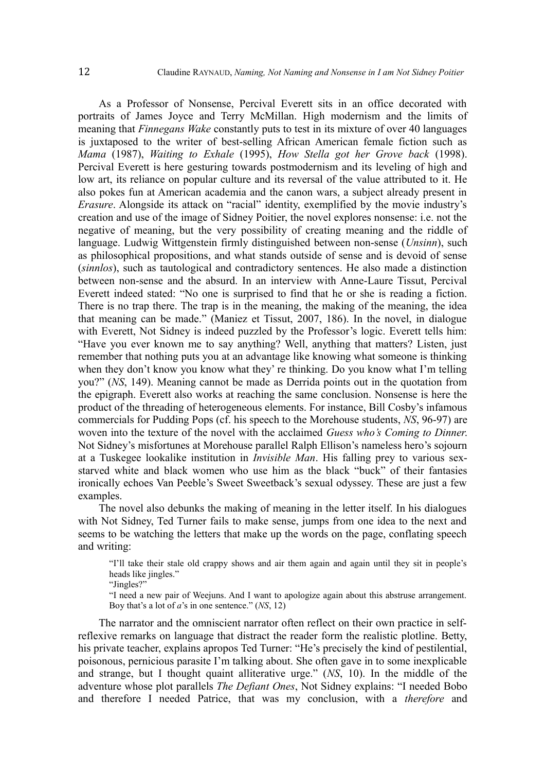As a Professor of Nonsense, Percival Everett sits in an office decorated with portraits of James Joyce and Terry McMillan. High modernism and the limits of meaning that *Finnegans Wake* constantly puts to test in its mixture of over 40 languages is juxtaposed to the writer of best-selling African American female fiction such as *Mama* (1987), *Waiting to Exhale* (1995), *How Stella got her Grove back* (1998). Percival Everett is here gesturing towards postmodernism and its leveling of high and low art, its reliance on popular culture and its reversal of the value attributed to it. He also pokes fun at American academia and the canon wars, a subject already present in *Erasure*. Alongside its attack on "racial" identity, exemplified by the movie industry's creation and use of the image of Sidney Poitier, the novel explores nonsense: i.e. not the negative of meaning, but the very possibility of creating meaning and the riddle of language. Ludwig Wittgenstein firmly distinguished between non-sense (*Unsinn*), such as philosophical propositions, and what stands outside of sense and is devoid of sense (*sinnlos*), such as tautological and contradictory sentences. He also made a distinction between non-sense and the absurd. In an interview with Anne-Laure Tissut, Percival Everett indeed stated: "No one is surprised to find that he or she is reading a fiction. There is no trap there. The trap is in the meaning, the making of the meaning, the idea that meaning can be made." (Maniez et Tissut, 2007, 186). In the novel, in dialogue with Everett, Not Sidney is indeed puzzled by the Professor's logic. Everett tells him: "Have you ever known me to say anything? Well, anything that matters? Listen, just remember that nothing puts you at an advantage like knowing what someone is thinking when they don't know you know what they' re thinking. Do you know what I'm telling you?" (*NS*, 149). Meaning cannot be made as Derrida points out in the quotation from the epigraph. Everett also works at reaching the same conclusion. Nonsense is here the product of the threading of heterogeneous elements. For instance, Bill Cosby's infamous commercials for Pudding Pops (cf. his speech to the Morehouse students, *NS*, 96-97) are woven into the texture of the novel with the acclaimed *Guess who's Coming to Dinner*. Not Sidney's misfortunes at Morehouse parallel Ralph Ellison's nameless hero's sojourn at a Tuskegee lookalike institution in *Invisible Man*. His falling prey to various sex-starved white and black women who use him as the black "buck" of their fantasies ironically echoes Van Peeble's Sweet Sweetback's sexual odyssey. These are just a few examples.

The novel also debunks the making of meaning in the letter itself. In his dialogues with Not Sidney, Ted Turner fails to make sense, jumps from one idea to the next and seems to be watching the letters that make up the words on the page, conflating speech and writing:

> "I'll take their stale old crappy shows and air them again and again until they sit in people's heads like jingles."
>
> "Jingles?"
>
> "I need a new pair of Weejuns. And I want to apologize again about this abstruse arrangement. Boy that's a lot of *a*'s in one sentence." (*NS*, 12)

The narrator and the omniscient narrator often reflect on their own practice in self-reflexive remarks on language that distract the reader form the realistic plotline. Betty, his private teacher, explains apropos Ted Turner: "He's precisely the kind of pestilential, poisonous, pernicious parasite I'm talking about. She often gave in to some inexplicable and strange, but I thought quaint alliterative urge." (*NS*, 10). In the middle of the adventure whose plot parallels *The Defiant Ones*, Not Sidney explains: "I needed Bobo and therefore I needed Patrice, that was my conclusion, with a *therefore* and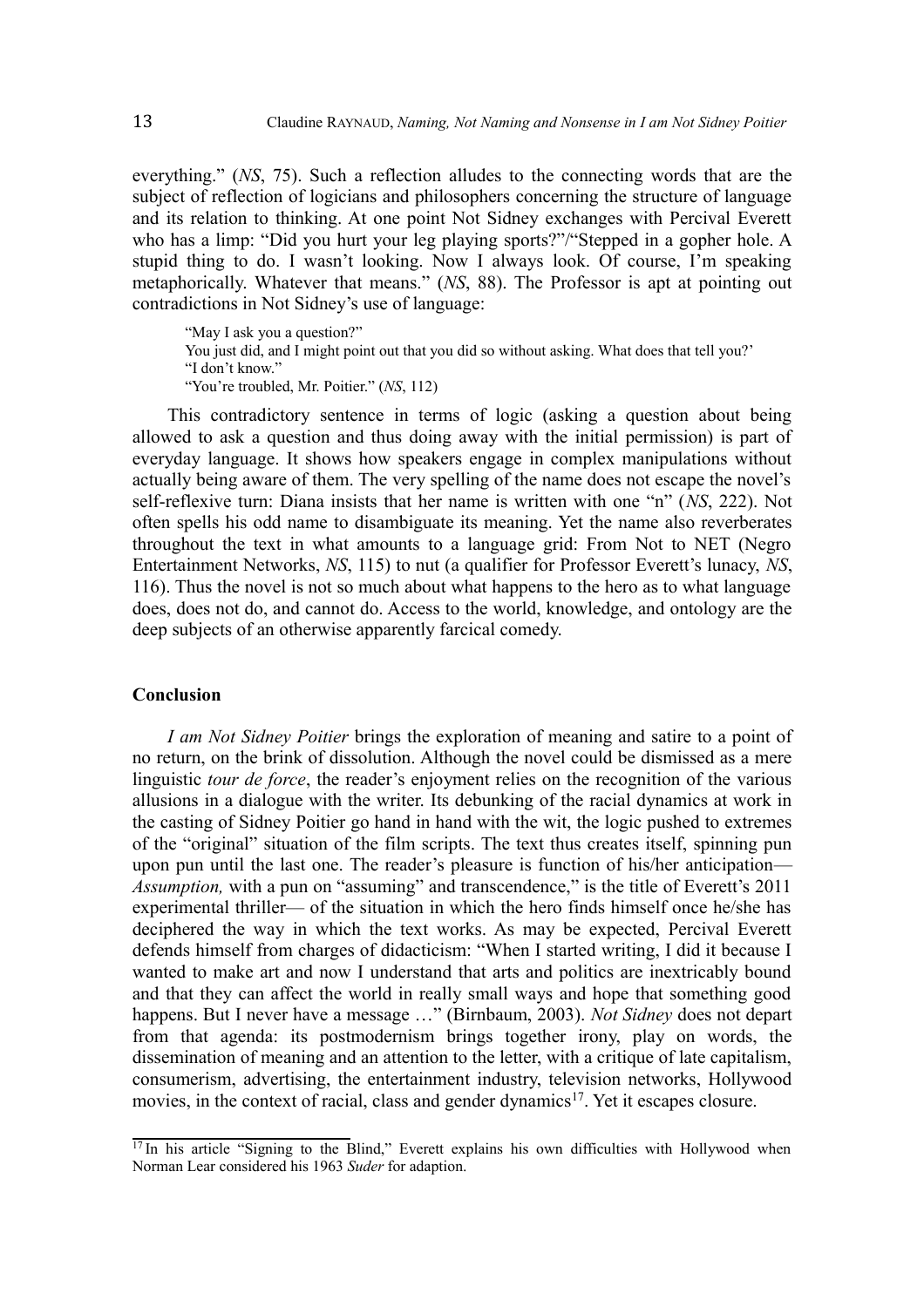everything." (*NS*, 75). Such a reflection alludes to the connecting words that are the subject of reflection of logicians and philosophers concerning the structure of language and its relation to thinking. At one point Not Sidney exchanges with Percival Everett who has a limp: "Did you hurt your leg playing sports?"/"Stepped in a gopher hole. A stupid thing to do. I wasn't looking. Now I always look. Of course, I'm speaking metaphorically. Whatever that means." (*NS*, 88). The Professor is apt at pointing out contradictions in Not Sidney's use of language:

> "May I ask you a question?"
> You just did, and I might point out that you did so without asking. What does that tell you?'
> "I don't know."
> "You're troubled, Mr. Poitier." (*NS*, 112)

This contradictory sentence in terms of logic (asking a question about being allowed to ask a question and thus doing away with the initial permission) is part of everyday language. It shows how speakers engage in complex manipulations without actually being aware of them. The very spelling of the name does not escape the novel's self-reflexive turn: Diana insists that her name is written with one "n" (*NS*, 222). Not often spells his odd name to disambiguate its meaning. Yet the name also reverberates throughout the text in what amounts to a language grid: From Not to NET (Negro Entertainment Networks, *NS*, 115) to nut (a qualifier for Professor Everett's lunacy, *NS*, 116). Thus the novel is not so much about what happens to the hero as to what language does, does not do, and cannot do. Access to the world, knowledge, and ontology are the deep subjects of an otherwise apparently farcical comedy.

## Conclusion

*I am Not Sidney Poitier* brings the exploration of meaning and satire to a point of no return, on the brink of dissolution. Although the novel could be dismissed as a mere linguistic *tour de force*, the reader's enjoyment relies on the recognition of the various allusions in a dialogue with the writer. Its debunking of the racial dynamics at work in the casting of Sidney Poitier go hand in hand with the wit, the logic pushed to extremes of the "original" situation of the film scripts. The text thus creates itself, spinning pun upon pun until the last one. The reader's pleasure is function of his/her anticipation— *Assumption,* with a pun on "assuming" and transcendence," is the title of Everett's 2011 experimental thriller— of the situation in which the hero finds himself once he/she has deciphered the way in which the text works. As may be expected, Percival Everett defends himself from charges of didacticism: "When I started writing, I did it because I wanted to make art and now I understand that arts and politics are inextricably bound and that they can affect the world in really small ways and hope that something good happens. But I never have a message …" (Birnbaum, 2003). *Not Sidney* does not depart from that agenda: its postmodernism brings together irony, play on words, the dissemination of meaning and an attention to the letter, with a critique of late capitalism, consumerism, advertising, the entertainment industry, television networks, Hollywood movies, in the context of racial, class and gender dynamics[17]. Yet it escapes closure.

[17] In his article "Signing to the Blind," Everett explains his own difficulties with Hollywood when Norman Lear considered his 1963 *Suder* for adaption.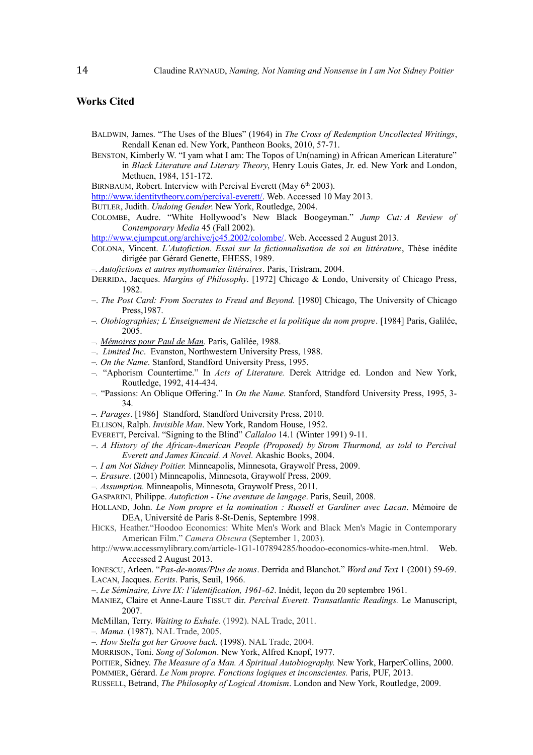## Works Cited

BALDWIN, James. “The Uses of the Blues” (1964) in *The Cross of Redemption Uncollected Writings*, Rendall Kenan ed. New York, Pantheon Books, 2010, 57-71.

BENSTON, Kimberly W. “I yam what I am: The Topos of Un(naming) in African American Literature” in *Black Literature and Literary Theory*, Henry Louis Gates, Jr. ed. New York and London, Methuen, 1984, 151-172.

BIRNBAUM, Robert. Interview with Percival Everett (May 6th 2003).

http://www.identitytheory.com/percival-everett/. Web. Accessed 10 May 2013.

BUTLER, Judith. *Undoing Gender.* New York, Routledge, 2004.

COLOMBE, Audre. “White Hollywood’s New Black Boogeyman.” *Jump Cut: A Review of Contemporary Media* 45 (Fall 2002).

http://www.ejumpcut.org/archive/jc45.2002/colombe/. Web. Accessed 2 August 2013.

COLONA, Vincent. *L’Autofiction. Essai sur la fictionnalisation de soi en littérature*, Thèse inédite dirigée par Gérard Genette, EHESS, 1989.

–. *Autofictions et autres mythomanies littéraires*. Paris, Tristram, 2004.

DERRIDA, Jacques. *Margins of Philosophy*. [1972] Chicago & Londo, University of Chicago Press, 1982.

–. *The Post Card: From Socrates to Freud and Beyond.* [1980] Chicago, The University of Chicago Press,1987.

–. *Otobiographies; L’Enseignement de Nietzsche et la politique du nom propre*. [1984] Paris, Galilée, 2005.

–. *Mémoires pour Paul de Man.* Paris, Galilée, 1988.

–. *Limited Inc*. Evanston, Northwestern University Press, 1988.

–. *On the Name*. Stanford, Standford University Press, 1995.

–. “Aphorism Countertime.” In *Acts of Literature.* Derek Attridge ed. London and New York, Routledge, 1992, 414-434.

–. “Passions: An Oblique Offering.” In *On the Name*. Stanford, Standford University Press, 1995, 3-34.

–. *Parages*. [1986] Standford, Standford University Press, 2010.

ELLISON, Ralph. *Invisible Man*. New York, Random House, 1952.

EVERETT, Percival. “Signing to the Blind” *Callaloo* 14.1 (Winter 1991) 9-11.

–. *A History of the African-American People (Proposed) by Strom Thurmond, as told to Percival Everett and James Kincaid. A Novel.* Akashic Books, 2004.

–. *I am Not Sidney Poitier.* Minneapolis, Minnesota, Graywolf Press, 2009.

–. *Erasure*. (2001) Minneapolis, Minnesota, Graywolf Press, 2009.

–. *Assumption.* Minneapolis, Minnesota, Graywolf Press, 2011.

GASPARINI, Philippe. *Autofiction - Une aventure de langage*. Paris, Seuil, 2008.

HOLLAND, John. *Le Nom propre et la nomination : Russell et Gardiner avec Lacan*. Mémoire de DEA, Université de Paris 8-St-Denis, Septembre 1998.

HICKS, Heather.“Hoodoo Economics: White Men's Work and Black Men's Magic in Contemporary American Film.” *Camera Obscura* (September 1, 2003).

http://www.accessmylibrary.com/article-1G1-107894285/hoodoo-economics-white-men.html. Web. Accessed 2 August 2013.

IONESCU, Arleen. “*Pas-de-noms/Plus de noms*. Derrida and Blanchot.” *Word and Text* 1 (2001) 59-69.

LACAN, Jacques. *Ecrits*. Paris, Seuil, 1966.

–. *Le Séminaire, Livre IX: l’identification, 1961-62*. Inédit, leçon du 20 septembre 1961.

MANIEZ, Claire et Anne-Laure TISSUT dir. *Percival Everett. Transatlantic Readings.* Le Manuscrit, 2007.

McMillan, Terry. *Waiting to Exhale.* (1992). NAL Trade, 2011.

–. *Mama.* (1987). NAL Trade, 2005.

–. *How Stella got her Groove back.* (1998). NAL Trade, 2004.

MORRISON, Toni. *Song of Solomon*. New York, Alfred Knopf, 1977.

POITIER, Sidney. *The Measure of a Man. A Spiritual Autobiography.* New York, HarperCollins, 2000.

POMMIER, Gérard. *Le Nom propre. Fonctions logiques et inconscientes.* Paris, PUF, 2013.

RUSSELL, Betrand, *The Philosophy of Logical Atomism*. London and New York, Routledge, 2009.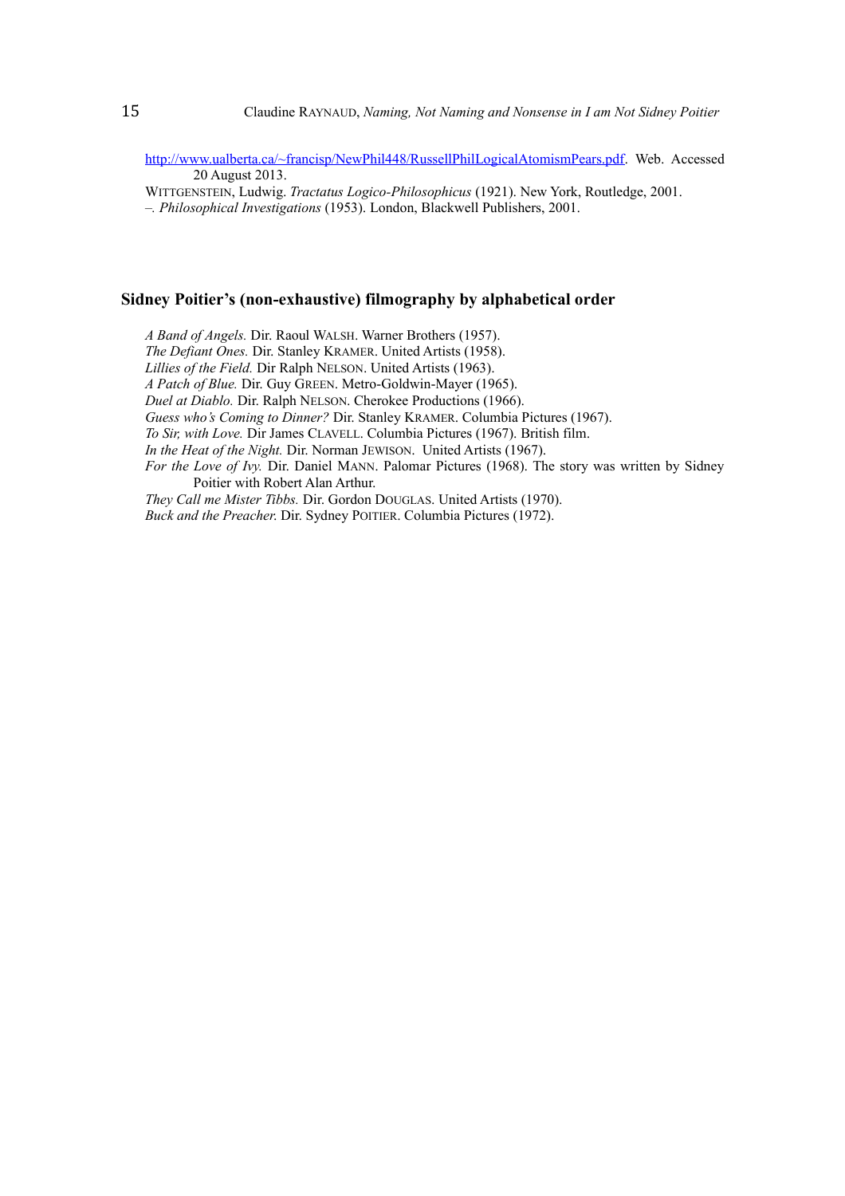http://www.ualberta.ca/~francisp/NewPhil448/RussellPhilLogicalAtomismPears.pdf. Web. Accessed 20 August 2013.

WITTGENSTEIN, Ludwig. *Tractatus Logico-Philosophicus* (1921). New York, Routledge, 2001.

–. *Philosophical Investigations* (1953). London, Blackwell Publishers, 2001.

## Sidney Poitier's (non-exhaustive) filmography by alphabetical order

*A Band of Angels.* Dir. Raoul WALSH. Warner Brothers (1957).

*The Defiant Ones.* Dir. Stanley KRAMER. United Artists (1958).

*Lillies of the Field.* Dir Ralph NELSON. United Artists (1963).

*A Patch of Blue.* Dir. Guy GREEN. Metro-Goldwin-Mayer (1965).

*Duel at Diablo.* Dir. Ralph NELSON. Cherokee Productions (1966).

*Guess who's Coming to Dinner?* Dir. Stanley KRAMER. Columbia Pictures (1967).

*To Sir, with Love.* Dir James CLAVELL. Columbia Pictures (1967). British film.

*In the Heat of the Night.* Dir. Norman JEWISON. United Artists (1967).

*For the Love of Ivy.* Dir. Daniel MANN. Palomar Pictures (1968). The story was written by Sidney Poitier with Robert Alan Arthur.

*They Call me Mister Tibbs.* Dir. Gordon DOUGLAS. United Artists (1970).

*Buck and the Preacher.* Dir. Sydney POITIER. Columbia Pictures (1972).